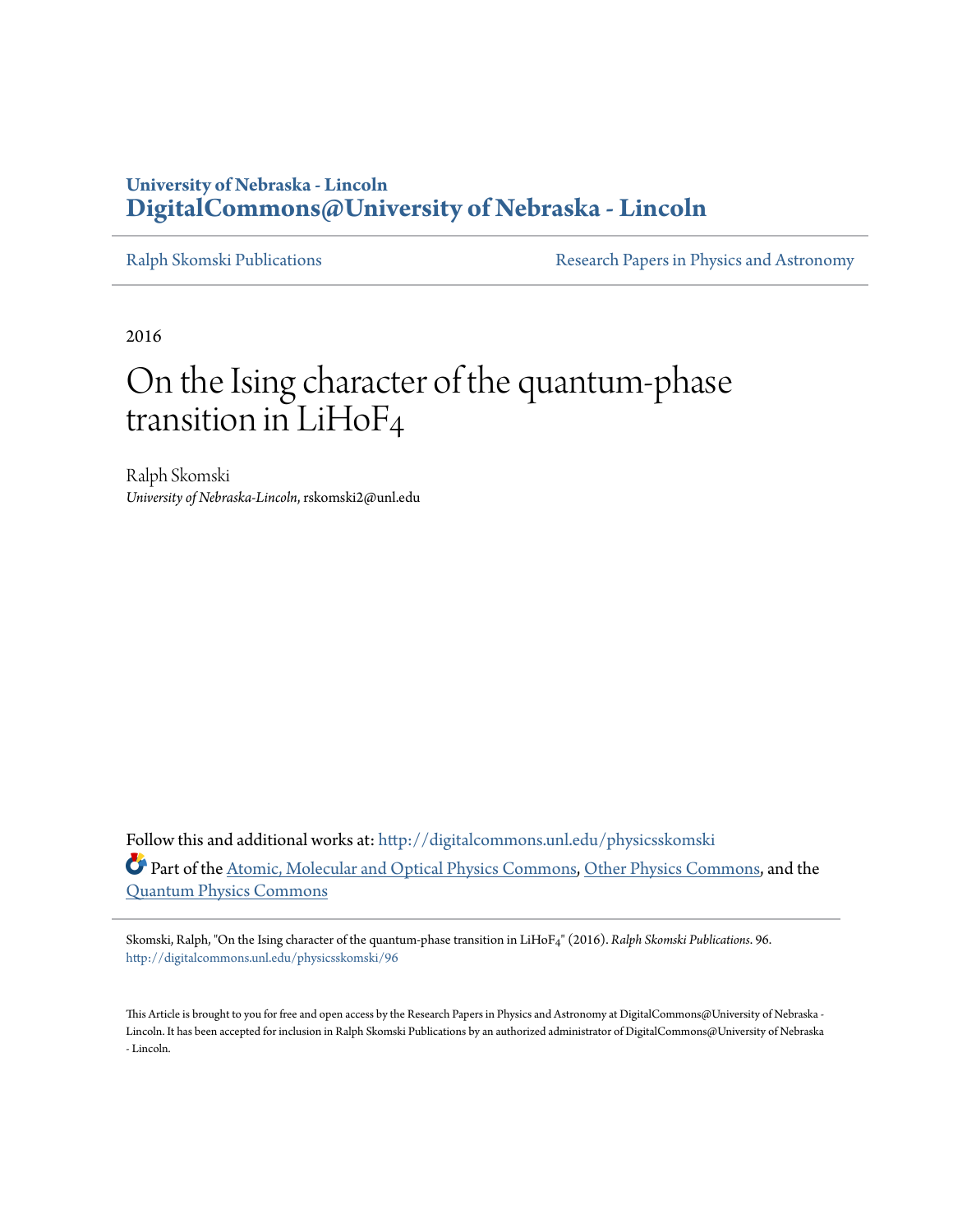University of Nebraska - Lincoln
**DigitalCommons@University of Nebraska - Lincoln**

Ralph Skomski Publications | Research Papers in Physics and Astronomy

2016

# On the Ising character of the quantum-phase transition in $LiHoF_4$

Ralph Skomski
*University of Nebraska-Lincoln*, rskomski2@unl.edu

Follow this and additional works at: http://digitalcommons.unl.edu/physicsskomski

Part of the Atomic, Molecular and Optical Physics Commons, Other Physics Commons, and the Quantum Physics Commons

Skomski, Ralph, "On the Ising character of the quantum-phase transition in $LiHoF_4$" (2016). *Ralph Skomski Publications*. 96.
http://digitalcommons.unl.edu/physicsskomski/96

This Article is brought to you for free and open access by the Research Papers in Physics and Astronomy at DigitalCommons@University of Nebraska - Lincoln. It has been accepted for inclusion in Ralph Skomski Publications by an authorized administrator of DigitalCommons@University of Nebraska - Lincoln.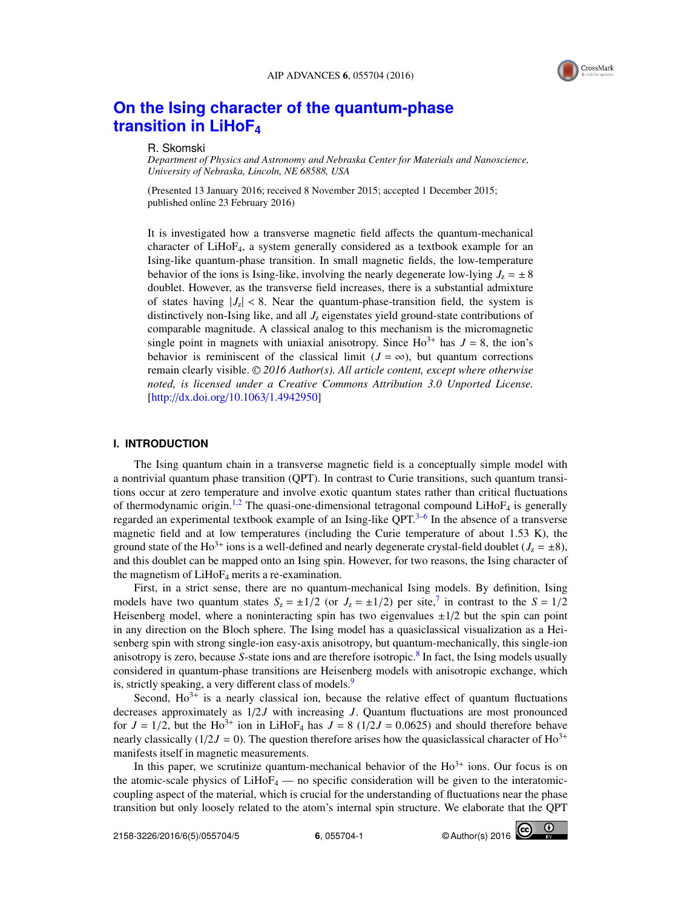# On the Ising character of the quantum-phase transition in $LiHoF_4$

R. Skomski

*Department of Physics and Astronomy and Nebraska Center for Materials and Nanoscience, University of Nebraska, Lincoln, NE 68588, USA*

(Presented 13 January 2016; received 8 November 2015; accepted 1 December 2015; published online 23 February 2016)

It is investigated how a transverse magnetic field affects the quantum-mechanical character of $LiHoF_4$, a system generally considered as a textbook example for an Ising-like quantum-phase transition. In small magnetic fields, the low-temperature behavior of the ions is Ising-like, involving the nearly degenerate low-lying $J_z = \pm 8$ doublet. However, as the transverse field increases, there is a substantial admixture of states having $|J_z| < 8$. Near the quantum-phase-transition field, the system is distinctively non-Ising like, and all $J_z$ eigenstates yield ground-state contributions of comparable magnitude. A classical analog to this mechanism is the micromagnetic single point in magnets with uniaxial anisotropy. Since $Ho^{3+}$ has $J = 8$, the ion's behavior is reminiscent of the classical limit ($J = \infty$), but quantum corrections remain clearly visible. © *2016 Author(s). All article content, except where otherwise noted, is licensed under a Creative Commons Attribution 3.0 Unported License.* [http://dx.doi.org/10.1063/1.4942950]

## I. INTRODUCTION

The Ising quantum chain in a transverse magnetic field is a conceptually simple model with a nontrivial quantum phase transition (QPT). In contrast to Curie transitions, such quantum transitions occur at zero temperature and involve exotic quantum states rather than critical fluctuations of thermodynamic origin.[1,2] The quasi-one-dimensional tetragonal compound $LiHoF_4$ is generally regarded an experimental textbook example of an Ising-like QPT.[3–6] In the absence of a transverse magnetic field and at low temperatures (including the Curie temperature of about 1.53 K), the ground state of the $Ho^{3+}$ ions is a well-defined and nearly degenerate crystal-field doublet ($J_z = \pm 8$), and this doublet can be mapped onto an Ising spin. However, for two reasons, the Ising character of the magnetism of $LiHoF_4$ merits a re-examination.

First, in a strict sense, there are no quantum-mechanical Ising models. By definition, Ising models have two quantum states $S_z = \pm 1/2$ (or $J_z = \pm 1/2$) per site,[7] in contrast to the $S = 1/2$ Heisenberg model, where a noninteracting spin has two eigenvalues $\pm 1/2$ but the spin can point in any direction on the Bloch sphere. The Ising model has a quasiclassical visualization as a Heisenberg spin with strong single-ion easy-axis anisotropy, but quantum-mechanically, this single-ion anisotropy is zero, because $S$-state ions and are therefore isotropic.[8] In fact, the Ising models usually considered in quantum-phase transitions are Heisenberg models with anisotropic exchange, which is, strictly speaking, a very different class of models.[9]

Second, $Ho^{3+}$ is a nearly classical ion, because the relative effect of quantum fluctuations decreases approximately as $1/2J$ with increasing $J$. Quantum fluctuations are most pronounced for $J = 1/2$, but the $Ho^{3+}$ ion in $LiHoF_4$ has $J = 8$ ($1/2J = 0.0625$) and should therefore behave nearly classically ($1/2J = 0$). The question therefore arises how the quasiclassical character of $Ho^{3+}$ manifests itself in magnetic measurements.

In this paper, we scrutinize quantum-mechanical behavior of the $Ho^{3+}$ ions. Our focus is on the atomic-scale physics of $LiHoF_4$ — no specific consideration will be given to the interatomic-coupling aspect of the material, which is crucial for the understanding of fluctuations near the phase transition but only loosely related to the atom's internal spin structure. We elaborate that the QPT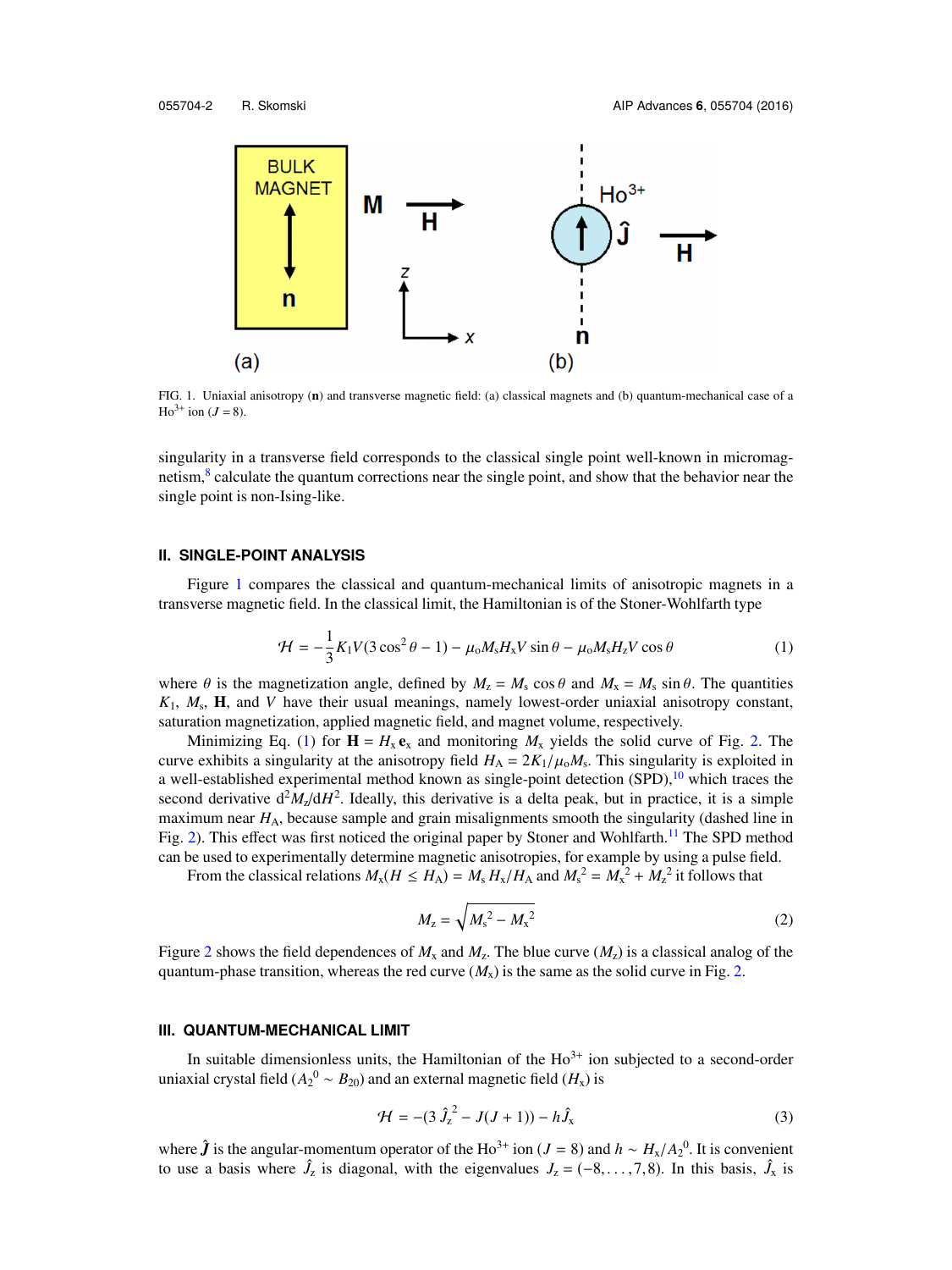FIG. 1. Uniaxial anisotropy (**n**) and transverse magnetic field: (a) classical magnets and (b) quantum-mechanical case of a $Ho^{3+}$ ion ($J = 8$).

singularity in a transverse field corresponds to the classical single point well-known in micromagnetism,[8] calculate the quantum corrections near the single point, and show that the behavior near the single point is non-Ising-like.

## II. SINGLE-POINT ANALYSIS

Figure 1 compares the classical and quantum-mechanical limits of anisotropic magnets in a transverse magnetic field. In the classical limit, the Hamiltonian is of the Stoner-Wohlfarth type

$$\mathcal{H} = -\frac{1}{3}K_1 V(3\cos^2\theta - 1) - \mu_o M_s H_x V \sin\theta - \mu_o M_s H_z V \cos\theta \tag{1}$$

where $\theta$ is the magnetization angle, defined by $M_z = M_s \cos\theta$ and $M_x = M_s \sin\theta$. The quantities $K_1$, $M_s$, **H**, and $V$ have their usual meanings, namely lowest-order uniaxial anisotropy constant, saturation magnetization, applied magnetic field, and magnet volume, respectively.

Minimizing Eq. (1) for $\mathbf{H} = H_x \mathbf{e}_x$ and monitoring $M_x$ yields the solid curve of Fig. 2. The curve exhibits a singularity at the anisotropy field $H_A = 2K_1/\mu_o M_s$. This singularity is exploited in a well-established experimental method known as single-point detection (SPD),[10] which traces the second derivative $d^2M_z/dH^2$. Ideally, this derivative is a delta peak, but in practice, it is a simple maximum near $H_A$, because sample and grain misalignments smooth the singularity (dashed line in Fig. 2). This effect was first noticed the original paper by Stoner and Wohlfarth.[11] The SPD method can be used to experimentally determine magnetic anisotropies, for example by using a pulse field.

From the classical relations $M_x(H \leq H_A) = M_s H_x/H_A$ and $M_s^2 = M_x^2 + M_z^2$ it follows that

$$M_z = \sqrt{M_s^2 - M_x^2} \tag{2}$$

Figure 2 shows the field dependences of $M_x$ and $M_z$. The blue curve ($M_z$) is a classical analog of the quantum-phase transition, whereas the red curve ($M_x$) is the same as the solid curve in Fig. 2.

## III. QUANTUM-MECHANICAL LIMIT

In suitable dimensionless units, the Hamiltonian of the $Ho^{3+}$ ion subjected to a second-order uniaxial crystal field ($A_2^0 \sim B_{20}$) and an external magnetic field ($H_x$) is

$$\mathcal{H} = -(3\,\hat{J}_z^{\,2} - J(J+1)) - h\hat{J}_x \tag{3}$$

where $\hat{\boldsymbol{J}}$ is the angular-momentum operator of the $Ho^{3+}$ ion ($J = 8$) and $h \sim H_x/A_2^0$. It is convenient to use a basis where $\hat{J}_z$ is diagonal, with the eigenvalues $J_z = (-8,\ldots,7,8)$. In this basis, $\hat{J}_x$ is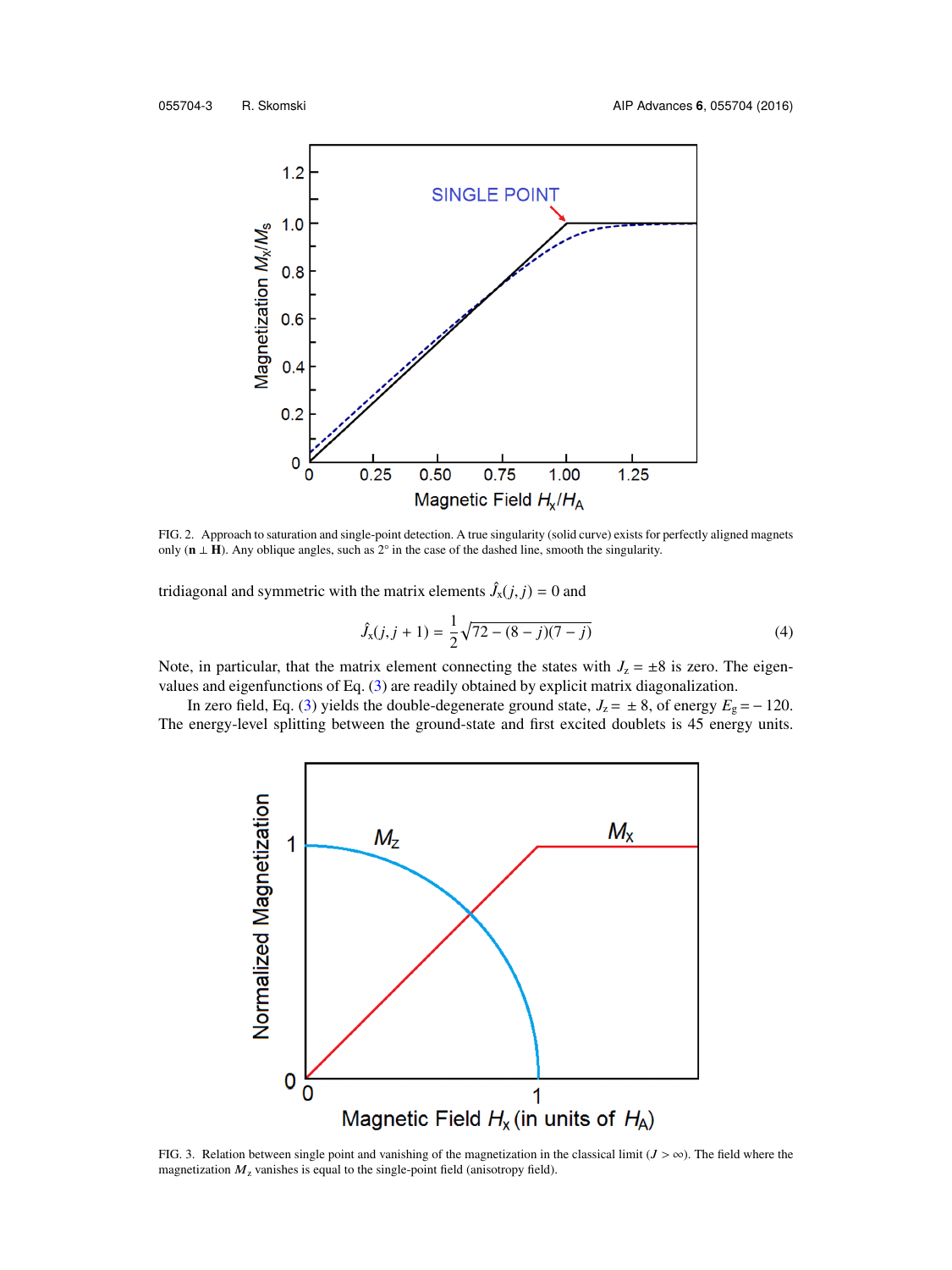FIG. 2. Approach to saturation and single-point detection. A true singularity (solid curve) exists for perfectly aligned magnets only ($\mathbf{n} \perp \mathbf{H}$). Any oblique angles, such as 2° in the case of the dashed line, smooth the singularity.

tridiagonal and symmetric with the matrix elements $\hat{J}_x(j, j) = 0$ and

$$\hat{J}_x(j, j+1) = \frac{1}{2}\sqrt{72 - (8 - j)(7 - j)} \tag{4}$$

Note, in particular, that the matrix element connecting the states with $J_z = \pm 8$ is zero. The eigenvalues and eigenfunctions of Eq. (3) are readily obtained by explicit matrix diagonalization.

In zero field, Eq. (3) yields the double-degenerate ground state, $J_z = \pm 8$, of energy $E_g = -120$. The energy-level splitting between the ground-state and first excited doublets is 45 energy units.

FIG. 3. Relation between single point and vanishing of the magnetization in the classical limit ($J > \infty$). The field where the magnetization $M_z$ vanishes is equal to the single-point field (anisotropy field).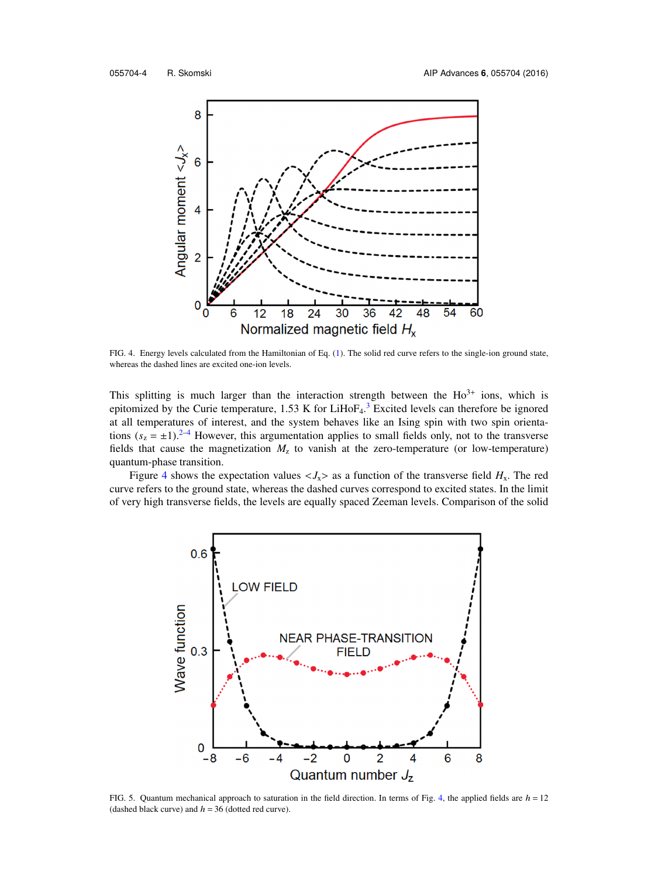FIG. 4. Energy levels calculated from the Hamiltonian of Eq. (1). The solid red curve refers to the single-ion ground state, whereas the dashed lines are excited one-ion levels.

This splitting is much larger than the interaction strength between the $Ho^{3+}$ ions, which is epitomized by the Curie temperature, 1.53 K for $LiHoF_4$.[3] Excited levels can therefore be ignored at all temperatures of interest, and the system behaves like an Ising spin with two spin orientations ($s_z = \pm 1$).[2–4] However, this argumentation applies to small fields only, not to the transverse fields that cause the magnetization $M_z$ to vanish at the zero-temperature (or low-temperature) quantum-phase transition.

Figure 4 shows the expectation values $<J_x>$ as a function of the transverse field $H_x$. The red curve refers to the ground state, whereas the dashed curves correspond to excited states. In the limit of very high transverse fields, the levels are equally spaced Zeeman levels. Comparison of the solid

FIG. 5. Quantum mechanical approach to saturation in the field direction. In terms of Fig. 4, the applied fields are $h = 12$ (dashed black curve) and $h = 36$ (dotted red curve).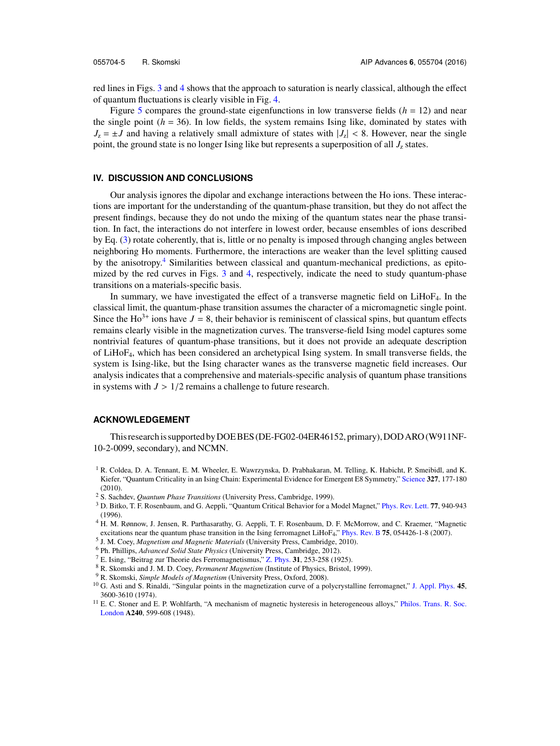red lines in Figs. 3 and 4 shows that the approach to saturation is nearly classical, although the effect of quantum fluctuations is clearly visible in Fig. 4.

Figure 5 compares the ground-state eigenfunctions in low transverse fields ($h = 12$) and near the single point ($h = 36$). In low fields, the system remains Ising like, dominated by states with $J_z = \pm J$ and having a relatively small admixture of states with $|J_z| < 8$. However, near the single point, the ground state is no longer Ising like but represents a superposition of all $J_z$ states.

## IV. DISCUSSION AND CONCLUSIONS

Our analysis ignores the dipolar and exchange interactions between the Ho ions. These interactions are important for the understanding of the quantum-phase transition, but they do not affect the present findings, because they do not undo the mixing of the quantum states near the phase transition. In fact, the interactions do not interfere in lowest order, because ensembles of ions described by Eq. (3) rotate coherently, that is, little or no penalty is imposed through changing angles between neighboring Ho moments. Furthermore, the interactions are weaker than the level splitting caused by the anisotropy.[4] Similarities between classical and quantum-mechanical predictions, as epitomized by the red curves in Figs. 3 and 4, respectively, indicate the need to study quantum-phase transitions on a materials-specific basis.

In summary, we have investigated the effect of a transverse magnetic field on $LiHoF_4$. In the classical limit, the quantum-phase transition assumes the character of a micromagnetic single point. Since the $Ho^{3+}$ ions have $J = 8$, their behavior is reminiscent of classical spins, but quantum effects remains clearly visible in the magnetization curves. The transverse-field Ising model captures some nontrivial features of quantum-phase transitions, but it does not provide an adequate description of $LiHoF_4$, which has been considered an archetypical Ising system. In small transverse fields, the system is Ising-like, but the Ising character wanes as the transverse magnetic field increases. Our analysis indicates that a comprehensive and materials-specific analysis of quantum phase transitions in systems with $J > 1/2$ remains a challenge to future research.

## ACKNOWLEDGEMENT

This research is supported by DOE BES (DE-FG02-04ER46152, primary), DOD ARO (W911NF-10-2-0099, secondary), and NCMN.

[1] R. Coldea, D. A. Tennant, E. M. Wheeler, E. Wawrzynska, D. Prabhakaran, M. Telling, K. Habicht, P. Smeibidl, and K. Kiefer, "Quantum Criticality in an Ising Chain: Experimental Evidence for Emergent E8 Symmetry," Science **327**, 177-180 (2010).

[2] S. Sachdev, *Quantum Phase Transitions* (University Press, Cambridge, 1999).

[3] D. Bitko, T. F. Rosenbaum, and G. Aeppli, "Quantum Critical Behavior for a Model Magnet," Phys. Rev. Lett. **77**, 940-943 (1996).

[4] H. M. Rønnow, J. Jensen, R. Parthasarathy, G. Aeppli, T. F. Rosenbaum, D. F. McMorrow, and C. Kraemer, "Magnetic excitations near the quantum phase transition in the Ising ferromagnet $LiHoF_4$," Phys. Rev. B **75**, 054426-1-8 (2007).

[5] J. M. Coey, *Magnetism and Magnetic Materials* (University Press, Cambridge, 2010).

[6] Ph. Phillips, *Advanced Solid State Physics* (University Press, Cambridge, 2012).

[7] E. Ising, "Beitrag zur Theorie des Ferromagnetismus," Z. Phys. **31**, 253-258 (1925).

[8] R. Skomski and J. M. D. Coey, *Permanent Magnetism* (Institute of Physics, Bristol, 1999).

[9] R. Skomski, *Simple Models of Magnetism* (University Press, Oxford, 2008).

[10] G. Asti and S. Rinaldi, "Singular points in the magnetization curve of a polycrystalline ferromagnet," J. Appl. Phys. **45**, 3600-3610 (1974).

[11] E. C. Stoner and E. P. Wohlfarth, "A mechanism of magnetic hysteresis in heterogeneous alloys," Philos. Trans. R. Soc. London **A240**, 599-608 (1948).